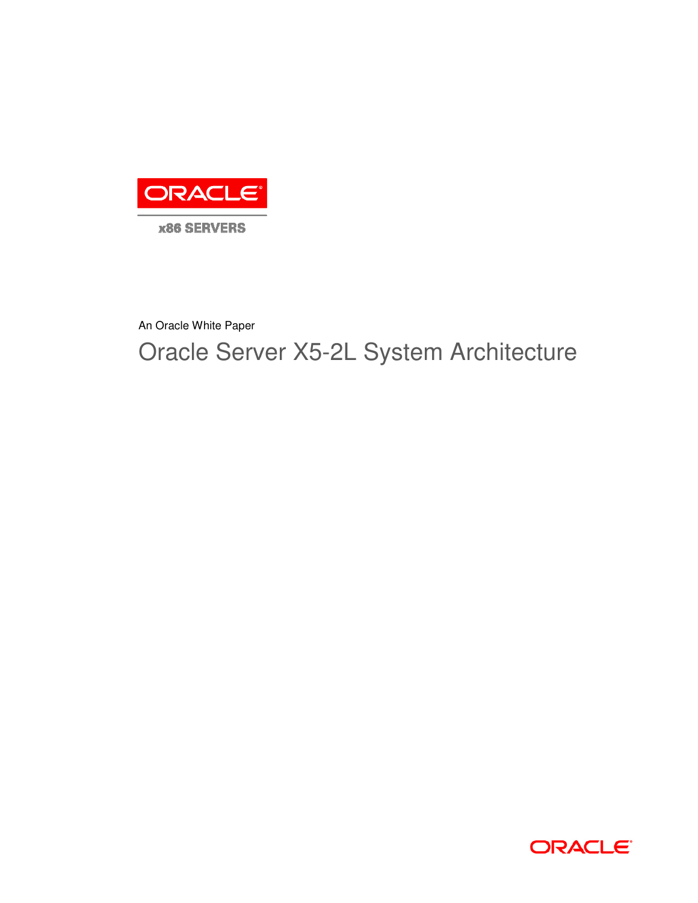ORACLE

x86 SERVERS

An Oracle White Paper

# Oracle Server X5-2L System Architecture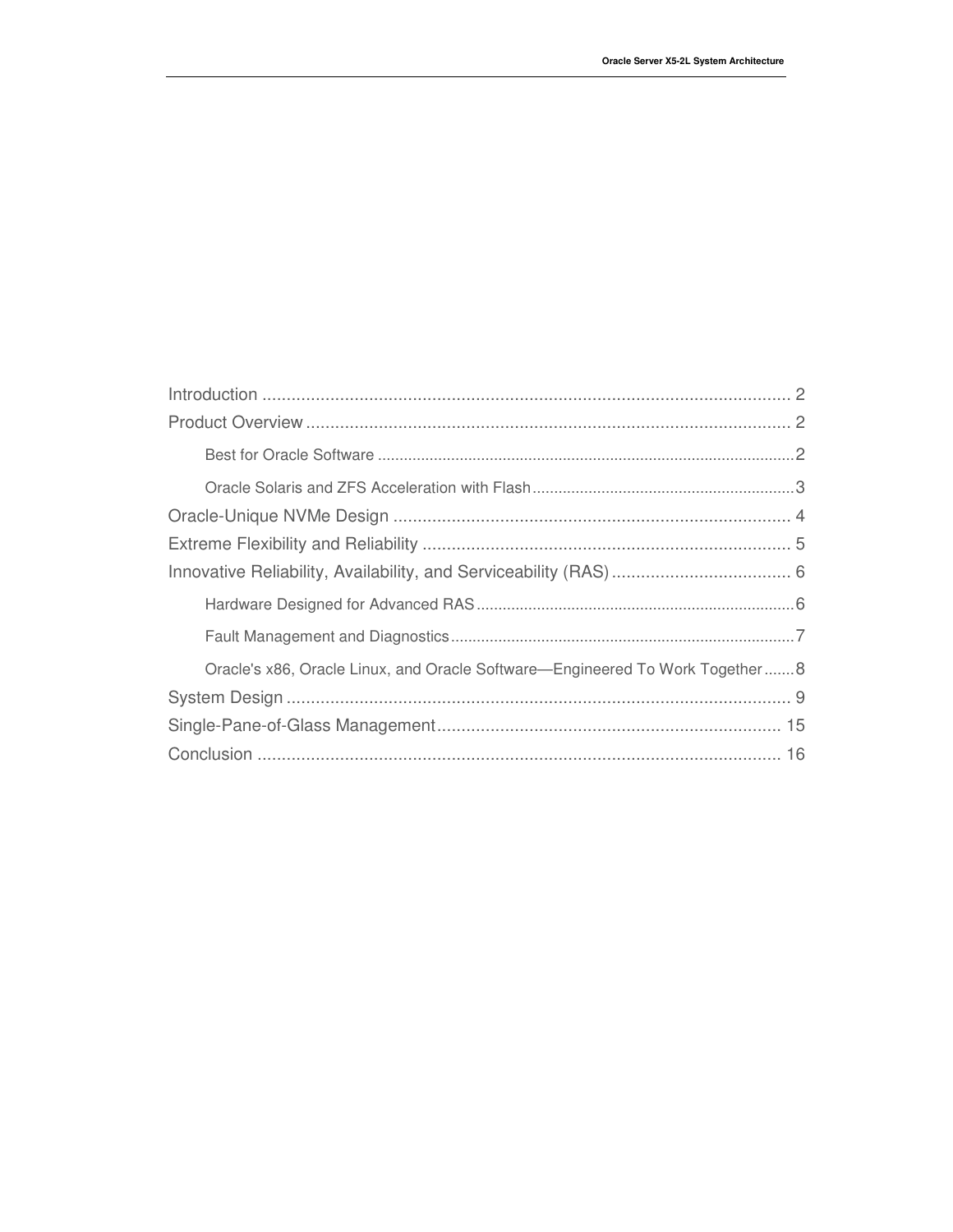Introduction ............................................................................................................. 2

Product Overview .................................................................................................... 2

- Best for Oracle Software ................................................................................................ 2
- Oracle Solaris and ZFS Acceleration with Flash ............................................................. 3

Oracle-Unique NVMe Design .................................................................................. 4

Extreme Flexibility and Reliability ............................................................................ 5

Innovative Reliability, Availability, and Serviceability (RAS) ..................................... 6

- Hardware Designed for Advanced RAS .......................................................................... 6
- Fault Management and Diagnostics ................................................................................ 7
- Oracle's x86, Oracle Linux, and Oracle Software—Engineered To Work Together ....... 8

System Design ........................................................................................................ 9

Single-Pane-of-Glass Management ....................................................................... 15

Conclusion ............................................................................................................ 16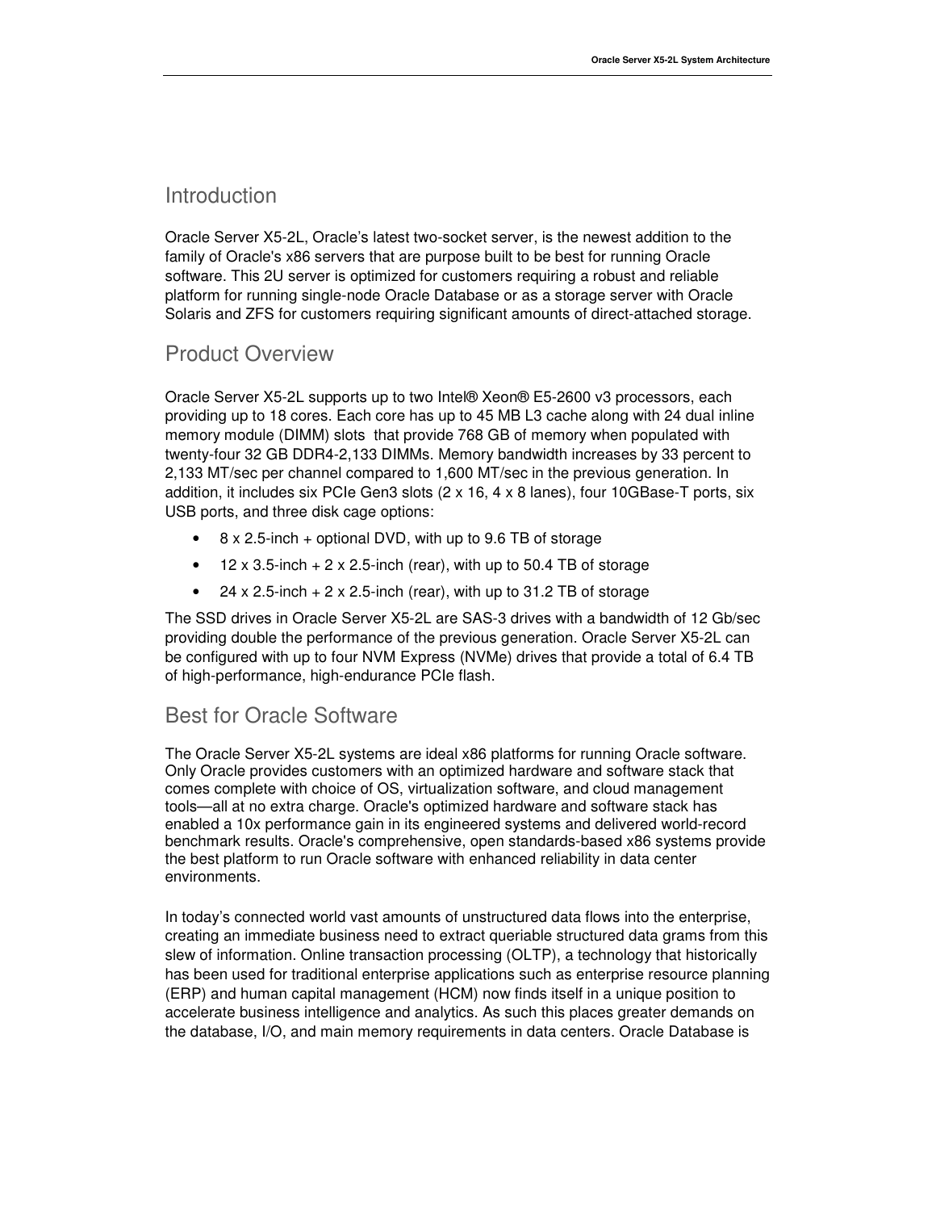## Introduction

Oracle Server X5-2L, Oracle's latest two-socket server, is the newest addition to the family of Oracle's x86 servers that are purpose built to be best for running Oracle software. This 2U server is optimized for customers requiring a robust and reliable platform for running single-node Oracle Database or as a storage server with Oracle Solaris and ZFS for customers requiring significant amounts of direct-attached storage.

## Product Overview

Oracle Server X5-2L supports up to two Intel® Xeon® E5-2600 v3 processors, each providing up to 18 cores. Each core has up to 45 MB L3 cache along with 24 dual inline memory module (DIMM) slots that provide 768 GB of memory when populated with twenty-four 32 GB DDR4-2,133 DIMMs. Memory bandwidth increases by 33 percent to 2,133 MT/sec per channel compared to 1,600 MT/sec in the previous generation. In addition, it includes six PCIe Gen3 slots (2 x 16, 4 x 8 lanes), four 10GBase-T ports, six USB ports, and three disk cage options:

- 8 x 2.5-inch + optional DVD, with up to 9.6 TB of storage
- 12 x 3.5-inch + 2 x 2.5-inch (rear), with up to 50.4 TB of storage
- 24 x 2.5-inch + 2 x 2.5-inch (rear), with up to 31.2 TB of storage

The SSD drives in Oracle Server X5-2L are SAS-3 drives with a bandwidth of 12 Gb/sec providing double the performance of the previous generation. Oracle Server X5-2L can be configured with up to four NVM Express (NVMe) drives that provide a total of 6.4 TB of high-performance, high-endurance PCIe flash.

## Best for Oracle Software

The Oracle Server X5-2L systems are ideal x86 platforms for running Oracle software. Only Oracle provides customers with an optimized hardware and software stack that comes complete with choice of OS, virtualization software, and cloud management tools—all at no extra charge. Oracle's optimized hardware and software stack has enabled a 10x performance gain in its engineered systems and delivered world-record benchmark results. Oracle's comprehensive, open standards-based x86 systems provide the best platform to run Oracle software with enhanced reliability in data center environments.

In today's connected world vast amounts of unstructured data flows into the enterprise, creating an immediate business need to extract queriable structured data grams from this slew of information. Online transaction processing (OLTP), a technology that historically has been used for traditional enterprise applications such as enterprise resource planning (ERP) and human capital management (HCM) now finds itself in a unique position to accelerate business intelligence and analytics. As such this places greater demands on the database, I/O, and main memory requirements in data centers. Oracle Database is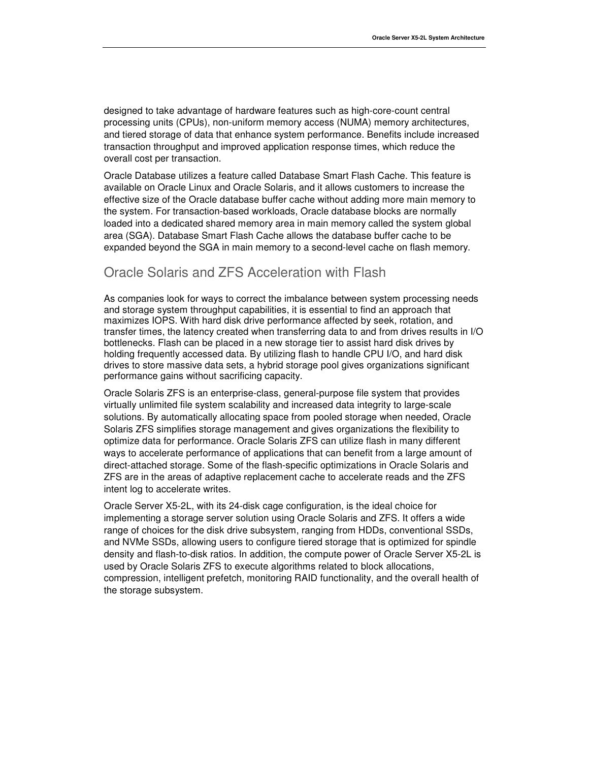designed to take advantage of hardware features such as high-core-count central processing units (CPUs), non-uniform memory access (NUMA) memory architectures, and tiered storage of data that enhance system performance. Benefits include increased transaction throughput and improved application response times, which reduce the overall cost per transaction.

Oracle Database utilizes a feature called Database Smart Flash Cache. This feature is available on Oracle Linux and Oracle Solaris, and it allows customers to increase the effective size of the Oracle database buffer cache without adding more main memory to the system. For transaction-based workloads, Oracle database blocks are normally loaded into a dedicated shared memory area in main memory called the system global area (SGA). Database Smart Flash Cache allows the database buffer cache to be expanded beyond the SGA in main memory to a second-level cache on flash memory.

## Oracle Solaris and ZFS Acceleration with Flash

As companies look for ways to correct the imbalance between system processing needs and storage system throughput capabilities, it is essential to find an approach that maximizes IOPS. With hard disk drive performance affected by seek, rotation, and transfer times, the latency created when transferring data to and from drives results in I/O bottlenecks. Flash can be placed in a new storage tier to assist hard disk drives by holding frequently accessed data. By utilizing flash to handle CPU I/O, and hard disk drives to store massive data sets, a hybrid storage pool gives organizations significant performance gains without sacrificing capacity.

Oracle Solaris ZFS is an enterprise-class, general-purpose file system that provides virtually unlimited file system scalability and increased data integrity to large-scale solutions. By automatically allocating space from pooled storage when needed, Oracle Solaris ZFS simplifies storage management and gives organizations the flexibility to optimize data for performance. Oracle Solaris ZFS can utilize flash in many different ways to accelerate performance of applications that can benefit from a large amount of direct-attached storage. Some of the flash-specific optimizations in Oracle Solaris and ZFS are in the areas of adaptive replacement cache to accelerate reads and the ZFS intent log to accelerate writes.

Oracle Server X5-2L, with its 24-disk cage configuration, is the ideal choice for implementing a storage server solution using Oracle Solaris and ZFS. It offers a wide range of choices for the disk drive subsystem, ranging from HDDs, conventional SSDs, and NVMe SSDs, allowing users to configure tiered storage that is optimized for spindle density and flash-to-disk ratios. In addition, the compute power of Oracle Server X5-2L is used by Oracle Solaris ZFS to execute algorithms related to block allocations, compression, intelligent prefetch, monitoring RAID functionality, and the overall health of the storage subsystem.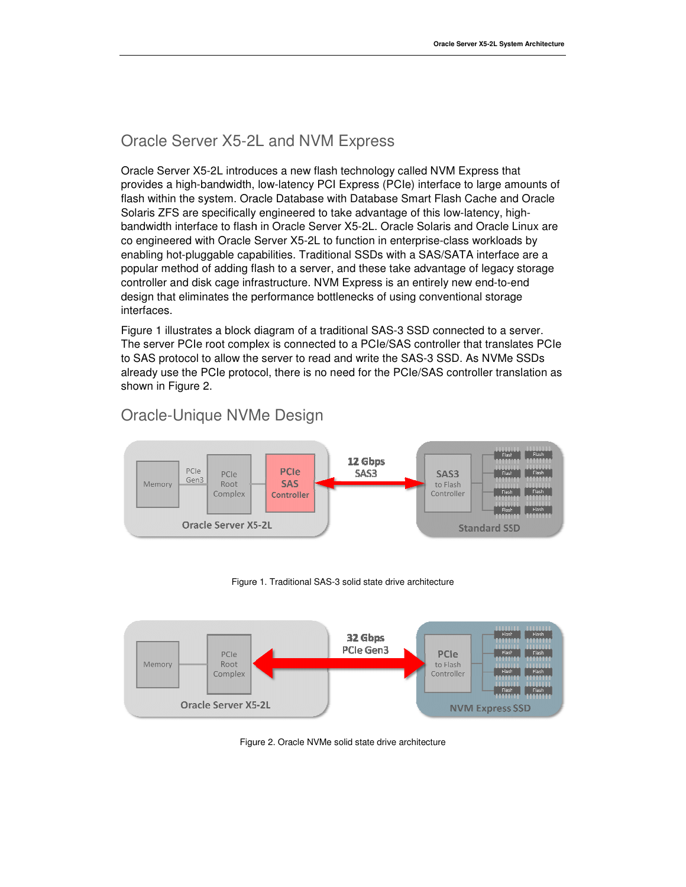## Oracle Server X5-2L and NVM Express

Oracle Server X5-2L introduces a new flash technology called NVM Express that provides a high-bandwidth, low-latency PCI Express (PCIe) interface to large amounts of flash within the system. Oracle Database with Database Smart Flash Cache and Oracle Solaris ZFS are specifically engineered to take advantage of this low-latency, high-bandwidth interface to flash in Oracle Server X5-2L. Oracle Solaris and Oracle Linux are co engineered with Oracle Server X5-2L to function in enterprise-class workloads by enabling hot-pluggable capabilities. Traditional SSDs with a SAS/SATA interface are a popular method of adding flash to a server, and these take advantage of legacy storage controller and disk cage infrastructure. NVM Express is an entirely new end-to-end design that eliminates the performance bottlenecks of using conventional storage interfaces.

Figure 1 illustrates a block diagram of a traditional SAS-3 SSD connected to a server. The server PCIe root complex is connected to a PCIe/SAS controller that translates PCIe to SAS protocol to allow the server to read and write the SAS-3 SSD. As NVMe SSDs already use the PCIe protocol, there is no need for the PCIe/SAS controller translation as shown in Figure 2.

## Oracle-Unique NVMe Design

Figure 1. Traditional SAS-3 solid state drive architecture

Figure 2. Oracle NVMe solid state drive architecture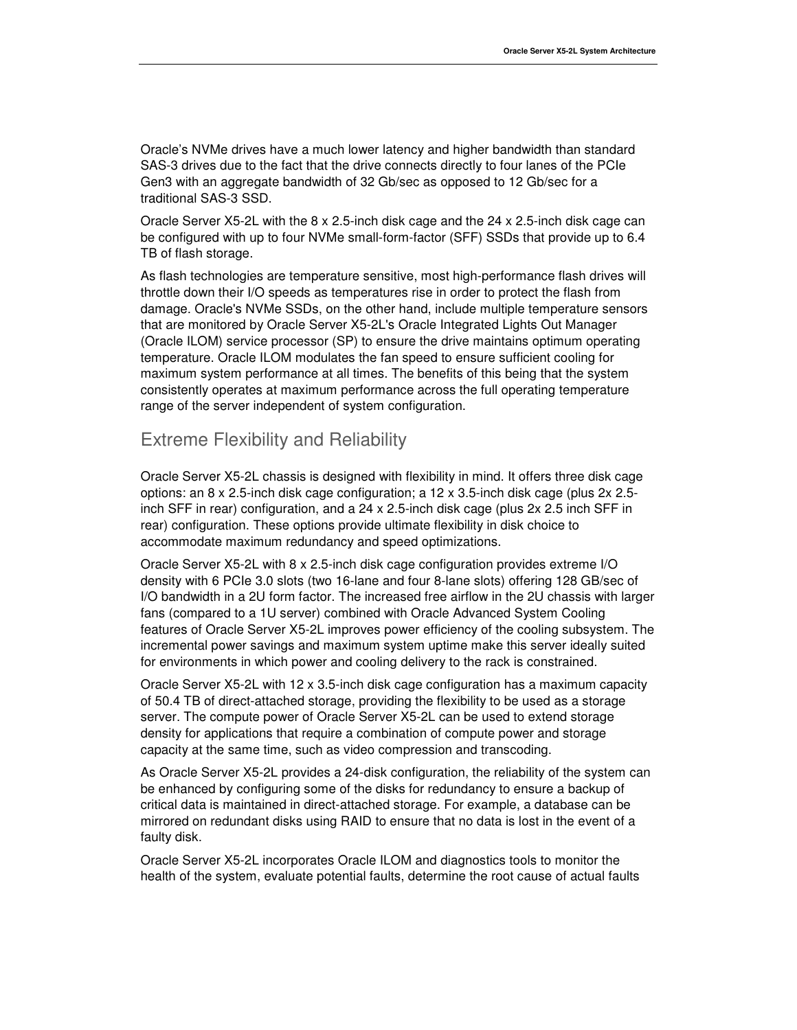Oracle's NVMe drives have a much lower latency and higher bandwidth than standard SAS-3 drives due to the fact that the drive connects directly to four lanes of the PCIe Gen3 with an aggregate bandwidth of 32 Gb/sec as opposed to 12 Gb/sec for a traditional SAS-3 SSD.

Oracle Server X5-2L with the 8 x 2.5-inch disk cage and the 24 x 2.5-inch disk cage can be configured with up to four NVMe small-form-factor (SFF) SSDs that provide up to 6.4 TB of flash storage.

As flash technologies are temperature sensitive, most high-performance flash drives will throttle down their I/O speeds as temperatures rise in order to protect the flash from damage. Oracle's NVMe SSDs, on the other hand, include multiple temperature sensors that are monitored by Oracle Server X5-2L's Oracle Integrated Lights Out Manager (Oracle ILOM) service processor (SP) to ensure the drive maintains optimum operating temperature. Oracle ILOM modulates the fan speed to ensure sufficient cooling for maximum system performance at all times. The benefits of this being that the system consistently operates at maximum performance across the full operating temperature range of the server independent of system configuration.

## Extreme Flexibility and Reliability

Oracle Server X5-2L chassis is designed with flexibility in mind. It offers three disk cage options: an 8 x 2.5-inch disk cage configuration; a 12 x 3.5-inch disk cage (plus 2x 2.5-inch SFF in rear) configuration, and a 24 x 2.5-inch disk cage (plus 2x 2.5 inch SFF in rear) configuration. These options provide ultimate flexibility in disk choice to accommodate maximum redundancy and speed optimizations.

Oracle Server X5-2L with 8 x 2.5-inch disk cage configuration provides extreme I/O density with 6 PCIe 3.0 slots (two 16-lane and four 8-lane slots) offering 128 GB/sec of I/O bandwidth in a 2U form factor. The increased free airflow in the 2U chassis with larger fans (compared to a 1U server) combined with Oracle Advanced System Cooling features of Oracle Server X5-2L improves power efficiency of the cooling subsystem. The incremental power savings and maximum system uptime make this server ideally suited for environments in which power and cooling delivery to the rack is constrained.

Oracle Server X5-2L with 12 x 3.5-inch disk cage configuration has a maximum capacity of 50.4 TB of direct-attached storage, providing the flexibility to be used as a storage server. The compute power of Oracle Server X5-2L can be used to extend storage density for applications that require a combination of compute power and storage capacity at the same time, such as video compression and transcoding.

As Oracle Server X5-2L provides a 24-disk configuration, the reliability of the system can be enhanced by configuring some of the disks for redundancy to ensure a backup of critical data is maintained in direct-attached storage. For example, a database can be mirrored on redundant disks using RAID to ensure that no data is lost in the event of a faulty disk.

Oracle Server X5-2L incorporates Oracle ILOM and diagnostics tools to monitor the health of the system, evaluate potential faults, determine the root cause of actual faults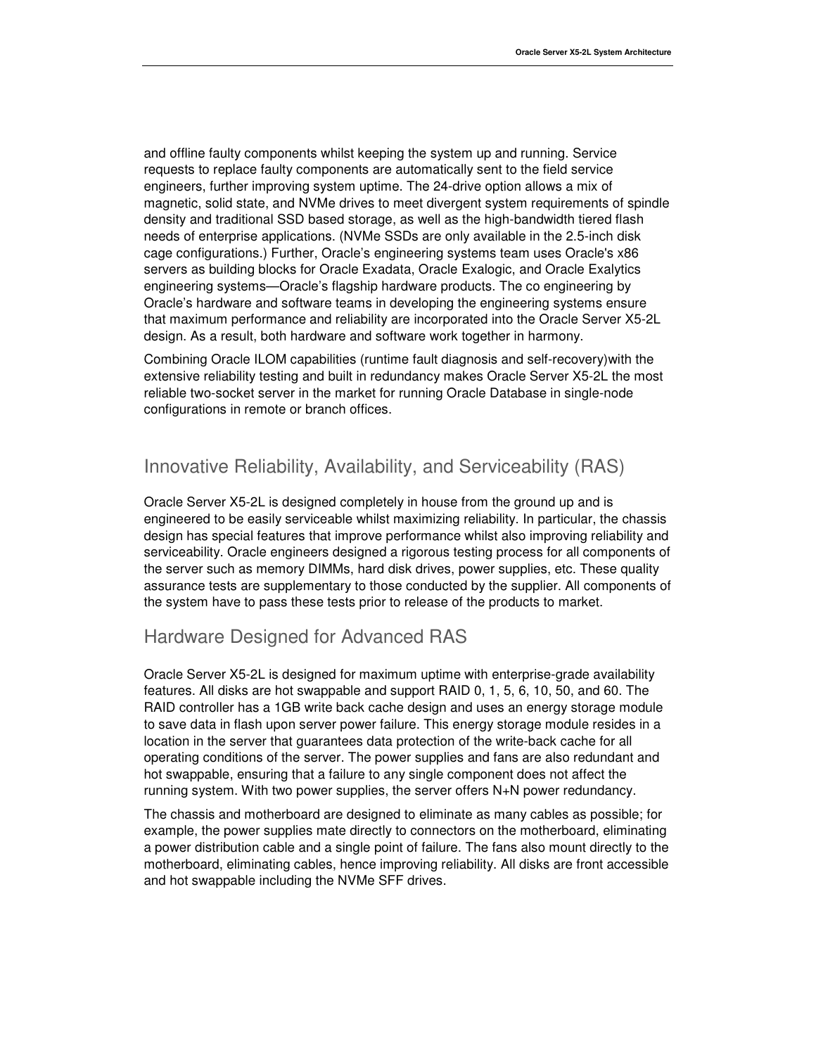and offline faulty components whilst keeping the system up and running. Service requests to replace faulty components are automatically sent to the field service engineers, further improving system uptime. The 24-drive option allows a mix of magnetic, solid state, and NVMe drives to meet divergent system requirements of spindle density and traditional SSD based storage, as well as the high-bandwidth tiered flash needs of enterprise applications. (NVMe SSDs are only available in the 2.5-inch disk cage configurations.) Further, Oracle's engineering systems team uses Oracle's x86 servers as building blocks for Oracle Exadata, Oracle Exalogic, and Oracle Exalytics engineering systems—Oracle's flagship hardware products. The co engineering by Oracle's hardware and software teams in developing the engineering systems ensure that maximum performance and reliability are incorporated into the Oracle Server X5-2L design. As a result, both hardware and software work together in harmony.

Combining Oracle ILOM capabilities (runtime fault diagnosis and self-recovery)with the extensive reliability testing and built in redundancy makes Oracle Server X5-2L the most reliable two-socket server in the market for running Oracle Database in single-node configurations in remote or branch offices.

## Innovative Reliability, Availability, and Serviceability (RAS)

Oracle Server X5-2L is designed completely in house from the ground up and is engineered to be easily serviceable whilst maximizing reliability. In particular, the chassis design has special features that improve performance whilst also improving reliability and serviceability. Oracle engineers designed a rigorous testing process for all components of the server such as memory DIMMs, hard disk drives, power supplies, etc. These quality assurance tests are supplementary to those conducted by the supplier. All components of the system have to pass these tests prior to release of the products to market.

## Hardware Designed for Advanced RAS

Oracle Server X5-2L is designed for maximum uptime with enterprise-grade availability features. All disks are hot swappable and support RAID 0, 1, 5, 6, 10, 50, and 60. The RAID controller has a 1GB write back cache design and uses an energy storage module to save data in flash upon server power failure. This energy storage module resides in a location in the server that guarantees data protection of the write-back cache for all operating conditions of the server. The power supplies and fans are also redundant and hot swappable, ensuring that a failure to any single component does not affect the running system. With two power supplies, the server offers N+N power redundancy.

The chassis and motherboard are designed to eliminate as many cables as possible; for example, the power supplies mate directly to connectors on the motherboard, eliminating a power distribution cable and a single point of failure. The fans also mount directly to the motherboard, eliminating cables, hence improving reliability. All disks are front accessible and hot swappable including the NVMe SFF drives.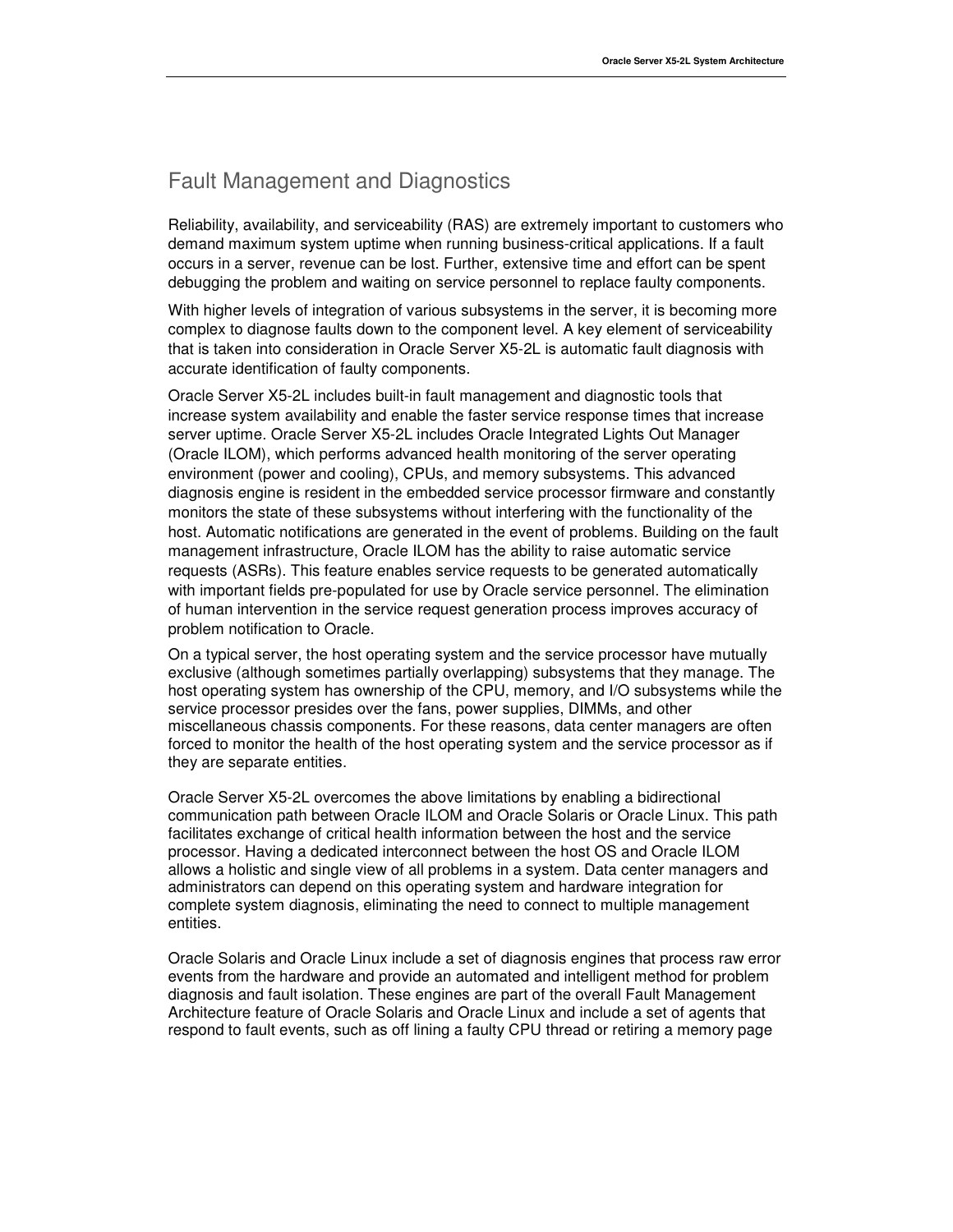## Fault Management and Diagnostics

Reliability, availability, and serviceability (RAS) are extremely important to customers who demand maximum system uptime when running business-critical applications. If a fault occurs in a server, revenue can be lost. Further, extensive time and effort can be spent debugging the problem and waiting on service personnel to replace faulty components.

With higher levels of integration of various subsystems in the server, it is becoming more complex to diagnose faults down to the component level. A key element of serviceability that is taken into consideration in Oracle Server X5-2L is automatic fault diagnosis with accurate identification of faulty components.

Oracle Server X5-2L includes built-in fault management and diagnostic tools that increase system availability and enable the faster service response times that increase server uptime. Oracle Server X5-2L includes Oracle Integrated Lights Out Manager (Oracle ILOM), which performs advanced health monitoring of the server operating environment (power and cooling), CPUs, and memory subsystems. This advanced diagnosis engine is resident in the embedded service processor firmware and constantly monitors the state of these subsystems without interfering with the functionality of the host. Automatic notifications are generated in the event of problems. Building on the fault management infrastructure, Oracle ILOM has the ability to raise automatic service requests (ASRs). This feature enables service requests to be generated automatically with important fields pre-populated for use by Oracle service personnel. The elimination of human intervention in the service request generation process improves accuracy of problem notification to Oracle.

On a typical server, the host operating system and the service processor have mutually exclusive (although sometimes partially overlapping) subsystems that they manage. The host operating system has ownership of the CPU, memory, and I/O subsystems while the service processor presides over the fans, power supplies, DIMMs, and other miscellaneous chassis components. For these reasons, data center managers are often forced to monitor the health of the host operating system and the service processor as if they are separate entities.

Oracle Server X5-2L overcomes the above limitations by enabling a bidirectional communication path between Oracle ILOM and Oracle Solaris or Oracle Linux. This path facilitates exchange of critical health information between the host and the service processor. Having a dedicated interconnect between the host OS and Oracle ILOM allows a holistic and single view of all problems in a system. Data center managers and administrators can depend on this operating system and hardware integration for complete system diagnosis, eliminating the need to connect to multiple management entities.

Oracle Solaris and Oracle Linux include a set of diagnosis engines that process raw error events from the hardware and provide an automated and intelligent method for problem diagnosis and fault isolation. These engines are part of the overall Fault Management Architecture feature of Oracle Solaris and Oracle Linux and include a set of agents that respond to fault events, such as off lining a faulty CPU thread or retiring a memory page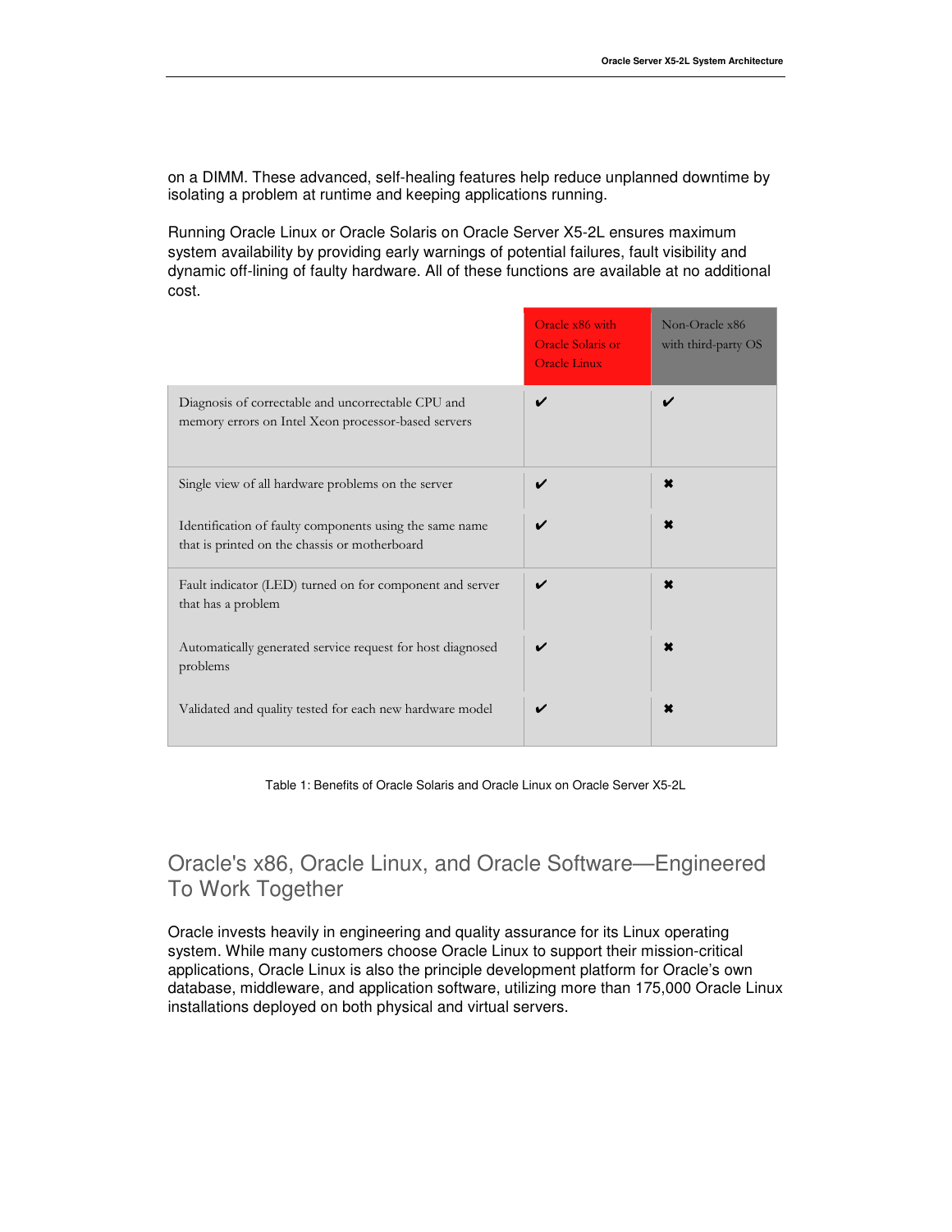on a DIMM. These advanced, self-healing features help reduce unplanned downtime by isolating a problem at runtime and keeping applications running.

Running Oracle Linux or Oracle Solaris on Oracle Server X5-2L ensures maximum system availability by providing early warnings of potential failures, fault visibility and dynamic off-lining of faulty hardware. All of these functions are available at no additional cost.

| | Oracle x86 with Oracle Solaris or Oracle Linux | Non-Oracle x86 with third-party OS |
|---|---|---|
| Diagnosis of correctable and uncorrectable CPU and memory errors on Intel Xeon processor-based servers | ✔ | ✔ |
| Single view of all hardware problems on the server | ✔ | ✖ |
| Identification of faulty components using the same name that is printed on the chassis or motherboard | ✔ | ✖ |
| Fault indicator (LED) turned on for component and server that has a problem | ✔ | ✖ |
| Automatically generated service request for host diagnosed problems | ✔ | ✖ |
| Validated and quality tested for each new hardware model | ✔ | ✖ |

Table 1: Benefits of Oracle Solaris and Oracle Linux on Oracle Server X5-2L

## Oracle's x86, Oracle Linux, and Oracle Software—Engineered To Work Together

Oracle invests heavily in engineering and quality assurance for its Linux operating system. While many customers choose Oracle Linux to support their mission-critical applications, Oracle Linux is also the principle development platform for Oracle's own database, middleware, and application software, utilizing more than 175,000 Oracle Linux installations deployed on both physical and virtual servers.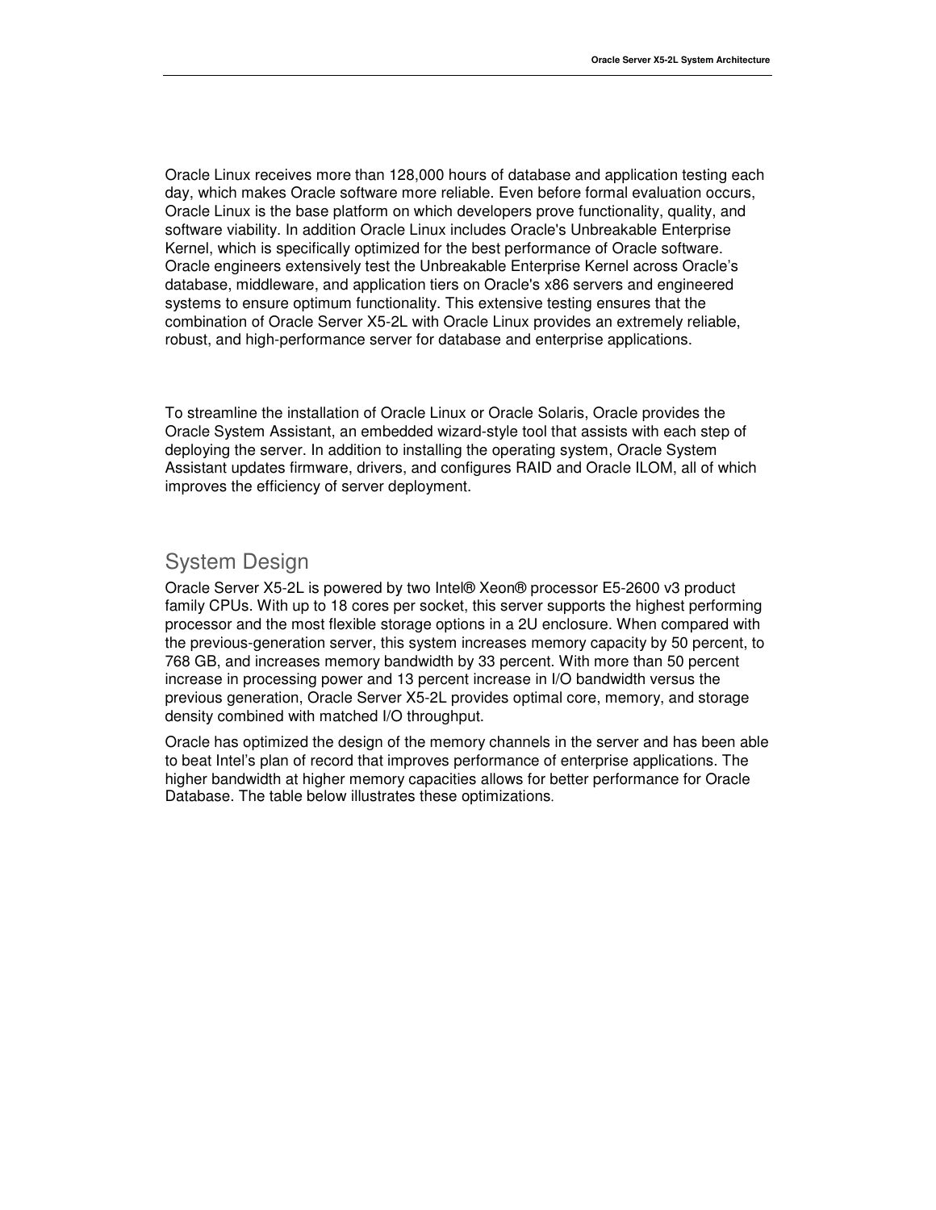Oracle Linux receives more than 128,000 hours of database and application testing each day, which makes Oracle software more reliable. Even before formal evaluation occurs, Oracle Linux is the base platform on which developers prove functionality, quality, and software viability. In addition Oracle Linux includes Oracle's Unbreakable Enterprise Kernel, which is specifically optimized for the best performance of Oracle software. Oracle engineers extensively test the Unbreakable Enterprise Kernel across Oracle's database, middleware, and application tiers on Oracle's x86 servers and engineered systems to ensure optimum functionality. This extensive testing ensures that the combination of Oracle Server X5-2L with Oracle Linux provides an extremely reliable, robust, and high-performance server for database and enterprise applications.

To streamline the installation of Oracle Linux or Oracle Solaris, Oracle provides the Oracle System Assistant, an embedded wizard-style tool that assists with each step of deploying the server. In addition to installing the operating system, Oracle System Assistant updates firmware, drivers, and configures RAID and Oracle ILOM, all of which improves the efficiency of server deployment.

## System Design

Oracle Server X5-2L is powered by two Intel® Xeon® processor E5-2600 v3 product family CPUs. With up to 18 cores per socket, this server supports the highest performing processor and the most flexible storage options in a 2U enclosure. When compared with the previous-generation server, this system increases memory capacity by 50 percent, to 768 GB, and increases memory bandwidth by 33 percent. With more than 50 percent increase in processing power and 13 percent increase in I/O bandwidth versus the previous generation, Oracle Server X5-2L provides optimal core, memory, and storage density combined with matched I/O throughput.

Oracle has optimized the design of the memory channels in the server and has been able to beat Intel's plan of record that improves performance of enterprise applications. The higher bandwidth at higher memory capacities allows for better performance for Oracle Database. The table below illustrates these optimizations.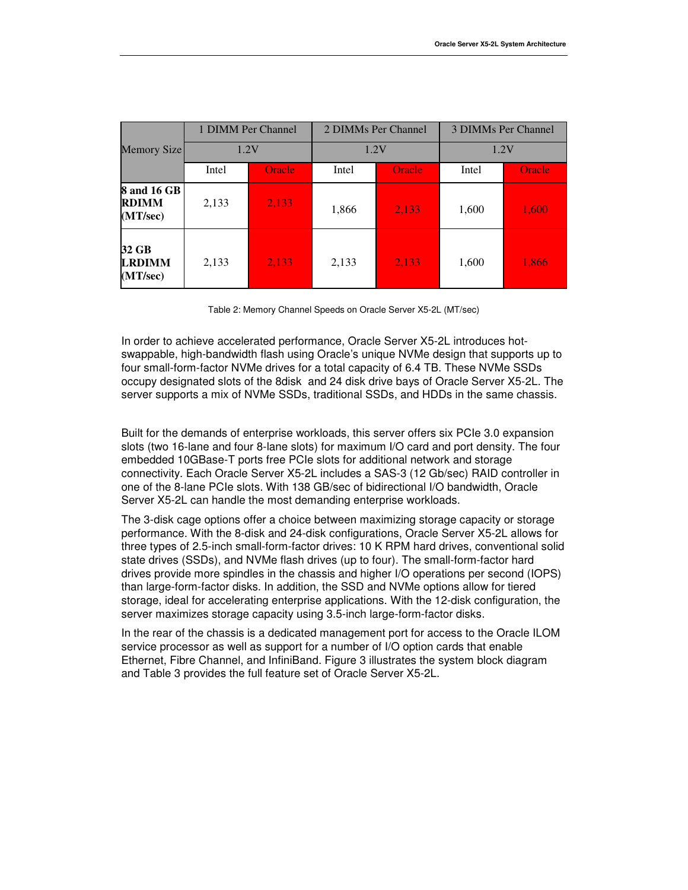| Memory Size | 1 DIMM Per Channel | | 2 DIMMs Per Channel | | 3 DIMMs Per Channel | |
|---|---|---|---|---|---|---|
| | 1.2V | | 1.2V | | 1.2V | |
| | Intel | Oracle | Intel | Oracle | Intel | Oracle |
| **8 and 16 GB RDIMM (MT/sec)** | 2,133 | 2,133 | 1,866 | 2,133 | 1,600 | 1,600 |
| **32 GB LRDIMM (MT/sec)** | 2,133 | 2,133 | 2,133 | 2,133 | 1,600 | 1,866 |

Table 2: Memory Channel Speeds on Oracle Server X5-2L (MT/sec)

In order to achieve accelerated performance, Oracle Server X5-2L introduces hot-swappable, high-bandwidth flash using Oracle's unique NVMe design that supports up to four small-form-factor NVMe drives for a total capacity of 6.4 TB. These NVMe SSDs occupy designated slots of the 8disk  and 24 disk drive bays of Oracle Server X5-2L. The server supports a mix of NVMe SSDs, traditional SSDs, and HDDs in the same chassis.

Built for the demands of enterprise workloads, this server offers six PCIe 3.0 expansion slots (two 16-lane and four 8-lane slots) for maximum I/O card and port density. The four embedded 10GBase-T ports free PCIe slots for additional network and storage connectivity. Each Oracle Server X5-2L includes a SAS-3 (12 Gb/sec) RAID controller in one of the 8-lane PCIe slots. With 138 GB/sec of bidirectional I/O bandwidth, Oracle Server X5-2L can handle the most demanding enterprise workloads.

The 3-disk cage options offer a choice between maximizing storage capacity or storage performance. With the 8-disk and 24-disk configurations, Oracle Server X5-2L allows for three types of 2.5-inch small-form-factor drives: 10 K RPM hard drives, conventional solid state drives (SSDs), and NVMe flash drives (up to four). The small-form-factor hard drives provide more spindles in the chassis and higher I/O operations per second (IOPS) than large-form-factor disks. In addition, the SSD and NVMe options allow for tiered storage, ideal for accelerating enterprise applications. With the 12-disk configuration, the server maximizes storage capacity using 3.5-inch large-form-factor disks.

In the rear of the chassis is a dedicated management port for access to the Oracle ILOM service processor as well as support for a number of I/O option cards that enable Ethernet, Fibre Channel, and InfiniBand. Figure 3 illustrates the system block diagram and Table 3 provides the full feature set of Oracle Server X5-2L.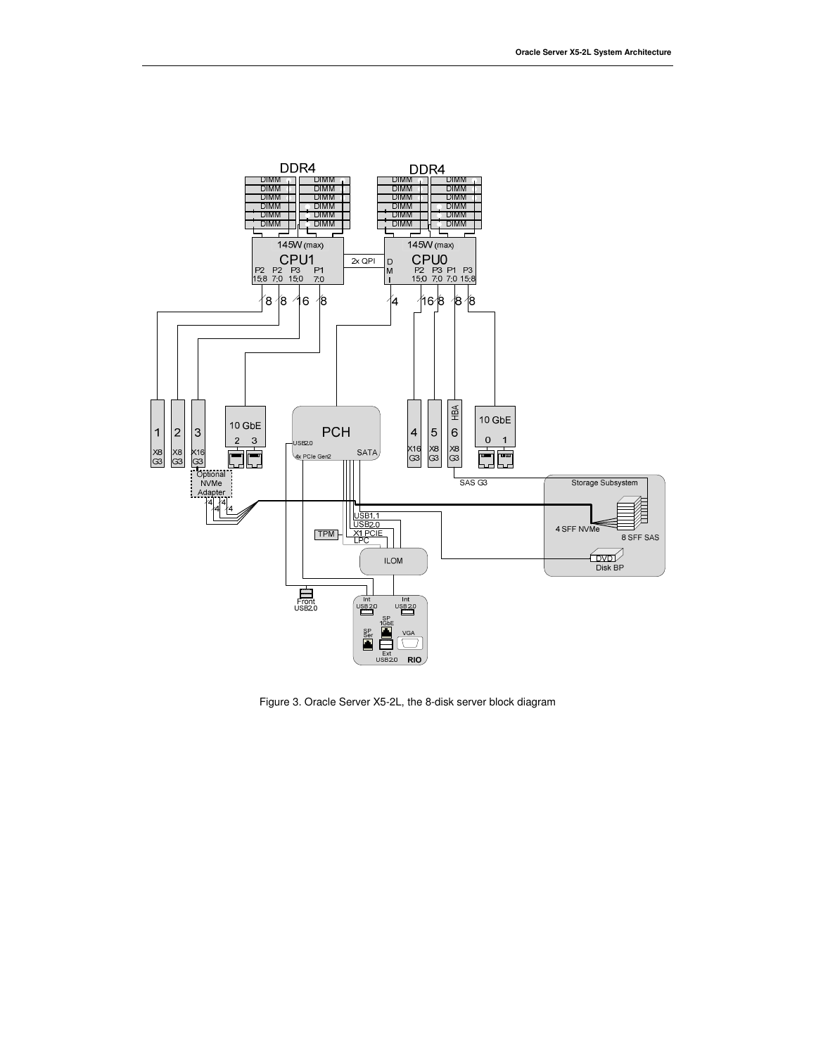Figure 3. Oracle Server X5-2L, the 8-disk server block diagram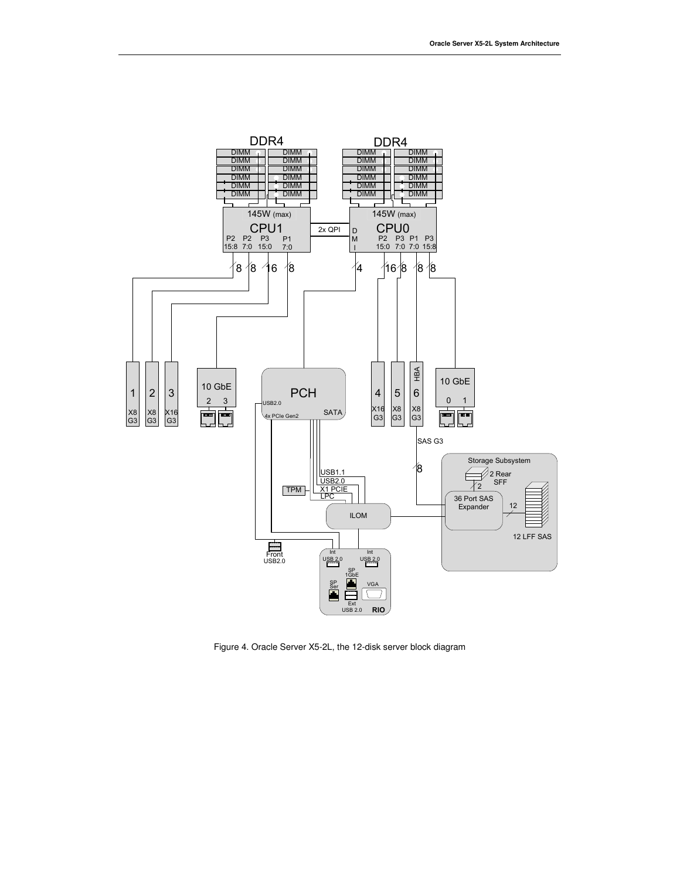Figure 4. Oracle Server X5-2L, the 12-disk server block diagram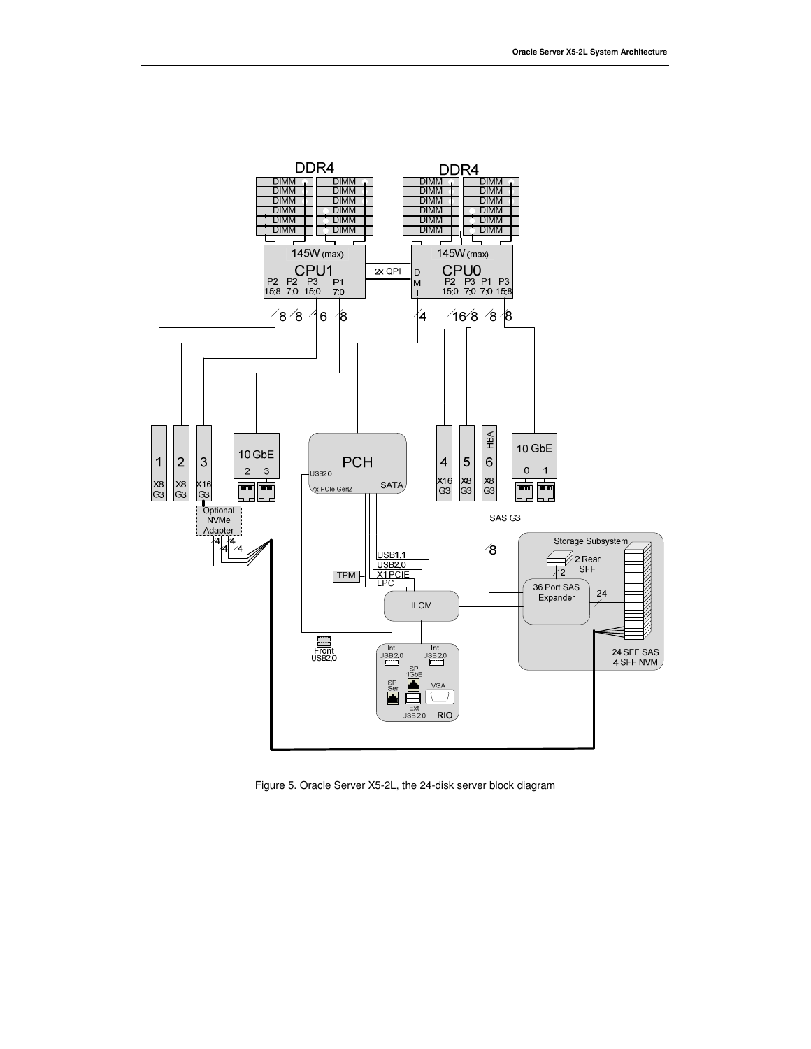Figure 5. Oracle Server X5-2L, the 24-disk server block diagram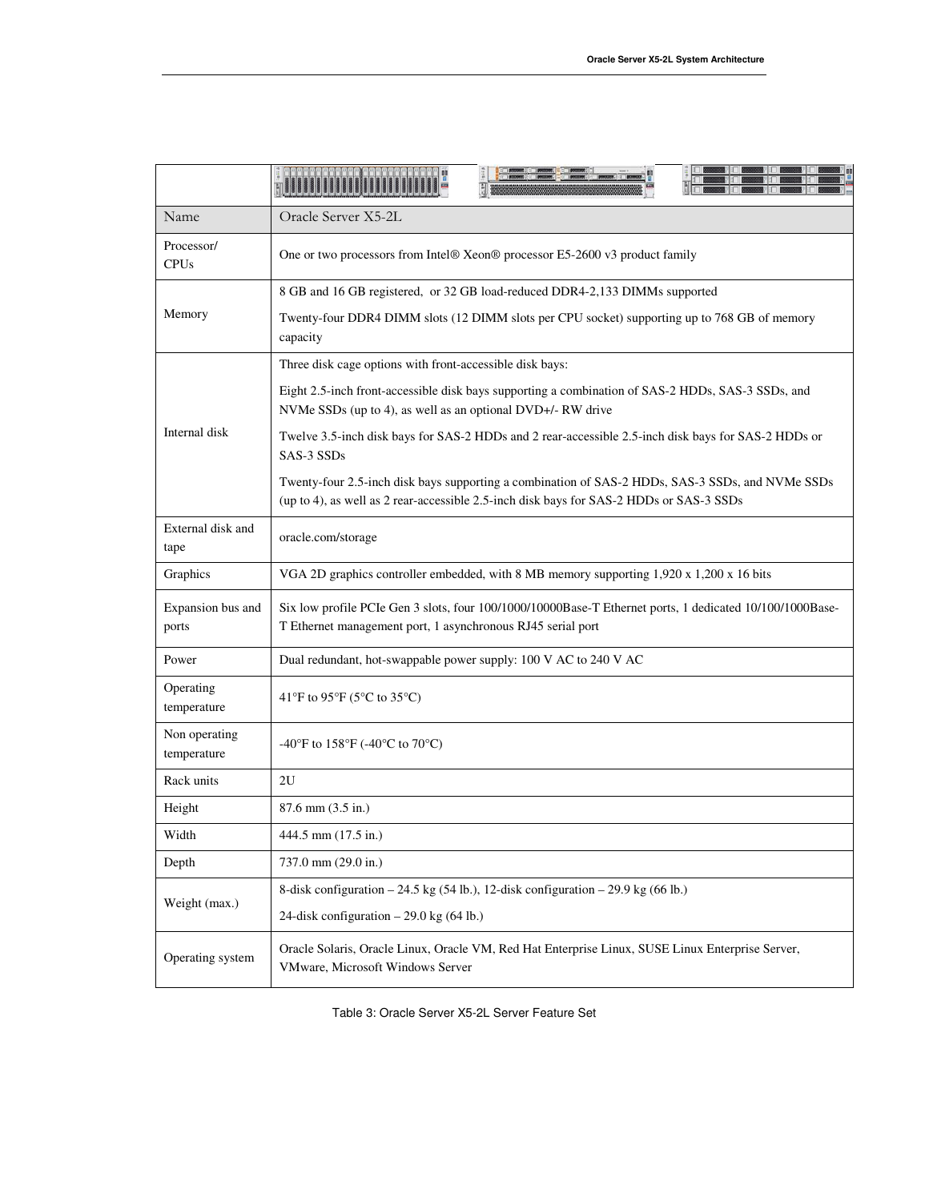| | |
|---|---|
| Name | Oracle Server X5-2L |
| Processor/ CPUs | One or two processors from Intel® Xeon® processor E5-2600 v3 product family |
| Memory | 8 GB and 16 GB registered, or 32 GB load-reduced DDR4-2,133 DIMMs supported<br><br>Twenty-four DDR4 DIMM slots (12 DIMM slots per CPU socket) supporting up to 768 GB of memory capacity |
| Internal disk | Three disk cage options with front-accessible disk bays:<br><br>Eight 2.5-inch front-accessible disk bays supporting a combination of SAS-2 HDDs, SAS-3 SSDs, and NVMe SSDs (up to 4), as well as an optional DVD+/- RW drive<br><br>Twelve 3.5-inch disk bays for SAS-2 HDDs and 2 rear-accessible 2.5-inch disk bays for SAS-2 HDDs or SAS-3 SSDs<br><br>Twenty-four 2.5-inch disk bays supporting a combination of SAS-2 HDDs, SAS-3 SSDs, and NVMe SSDs (up to 4), as well as 2 rear-accessible 2.5-inch disk bays for SAS-2 HDDs or SAS-3 SSDs |
| External disk and tape | oracle.com/storage |
| Graphics | VGA 2D graphics controller embedded, with 8 MB memory supporting 1,920 x 1,200 x 16 bits |
| Expansion bus and ports | Six low profile PCIe Gen 3 slots, four 100/1000/10000Base-T Ethernet ports, 1 dedicated 10/100/1000Base-T Ethernet management port, 1 asynchronous RJ45 serial port |
| Power | Dual redundant, hot-swappable power supply: 100 V AC to 240 V AC |
| Operating temperature | 41°F to 95°F (5°C to 35°C) |
| Non operating temperature | -40°F to 158°F (-40°C to 70°C) |
| Rack units | 2U |
| Height | 87.6 mm (3.5 in.) |
| Width | 444.5 mm (17.5 in.) |
| Depth | 737.0 mm (29.0 in.) |
| Weight (max.) | 8-disk configuration – 24.5 kg (54 lb.), 12-disk configuration – 29.9 kg (66 lb.)<br><br>24-disk configuration – 29.0 kg (64 lb.) |
| Operating system | Oracle Solaris, Oracle Linux, Oracle VM, Red Hat Enterprise Linux, SUSE Linux Enterprise Server, VMware, Microsoft Windows Server |

Table 3: Oracle Server X5-2L Server Feature Set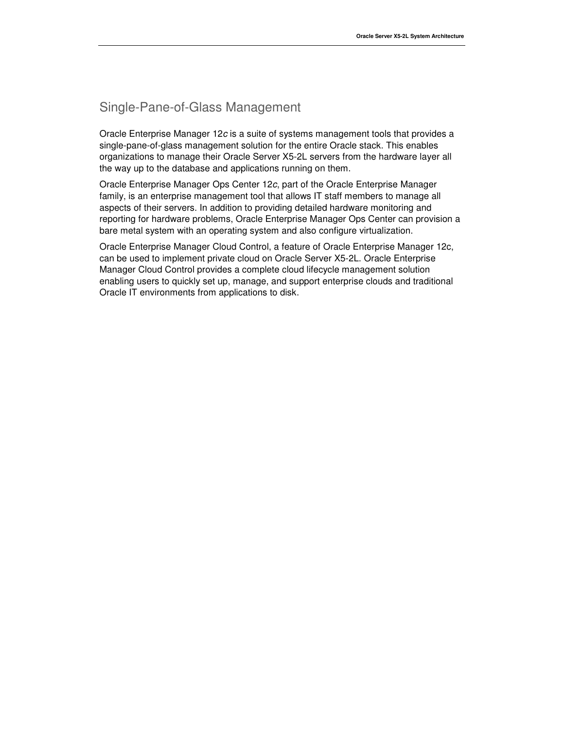## Single-Pane-of-Glass Management

Oracle Enterprise Manager 12*c* is a suite of systems management tools that provides a single-pane-of-glass management solution for the entire Oracle stack. This enables organizations to manage their Oracle Server X5-2L servers from the hardware layer all the way up to the database and applications running on them.

Oracle Enterprise Manager Ops Center 12*c*, part of the Oracle Enterprise Manager family, is an enterprise management tool that allows IT staff members to manage all aspects of their servers. In addition to providing detailed hardware monitoring and reporting for hardware problems, Oracle Enterprise Manager Ops Center can provision a bare metal system with an operating system and also configure virtualization.

Oracle Enterprise Manager Cloud Control, a feature of Oracle Enterprise Manager 12c, can be used to implement private cloud on Oracle Server X5-2L. Oracle Enterprise Manager Cloud Control provides a complete cloud lifecycle management solution enabling users to quickly set up, manage, and support enterprise clouds and traditional Oracle IT environments from applications to disk.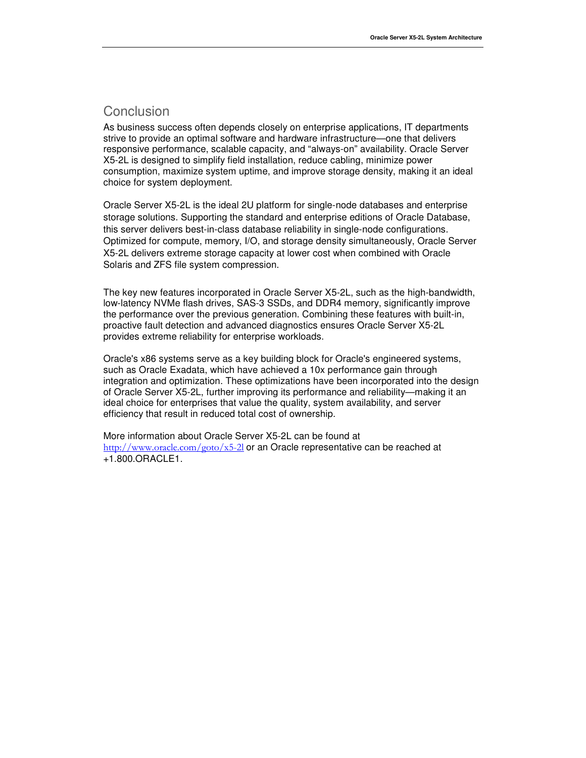## Conclusion

As business success often depends closely on enterprise applications, IT departments strive to provide an optimal software and hardware infrastructure—one that delivers responsive performance, scalable capacity, and “always-on” availability. Oracle Server X5-2L is designed to simplify field installation, reduce cabling, minimize power consumption, maximize system uptime, and improve storage density, making it an ideal choice for system deployment.

Oracle Server X5-2L is the ideal 2U platform for single-node databases and enterprise storage solutions. Supporting the standard and enterprise editions of Oracle Database, this server delivers best-in-class database reliability in single-node configurations. Optimized for compute, memory, I/O, and storage density simultaneously, Oracle Server X5-2L delivers extreme storage capacity at lower cost when combined with Oracle Solaris and ZFS file system compression.

The key new features incorporated in Oracle Server X5-2L, such as the high-bandwidth, low-latency NVMe flash drives, SAS-3 SSDs, and DDR4 memory, significantly improve the performance over the previous generation. Combining these features with built-in, proactive fault detection and advanced diagnostics ensures Oracle Server X5-2L provides extreme reliability for enterprise workloads.

Oracle's x86 systems serve as a key building block for Oracle's engineered systems, such as Oracle Exadata, which have achieved a 10x performance gain through integration and optimization. These optimizations have been incorporated into the design of Oracle Server X5-2L, further improving its performance and reliability—making it an ideal choice for enterprises that value the quality, system availability, and server efficiency that result in reduced total cost of ownership.

More information about Oracle Server X5-2L can be found at [http://www.oracle.com/goto/x5-2l](http://www.oracle.com/goto/x5-2l) or an Oracle representative can be reached at +1.800.ORACLE1.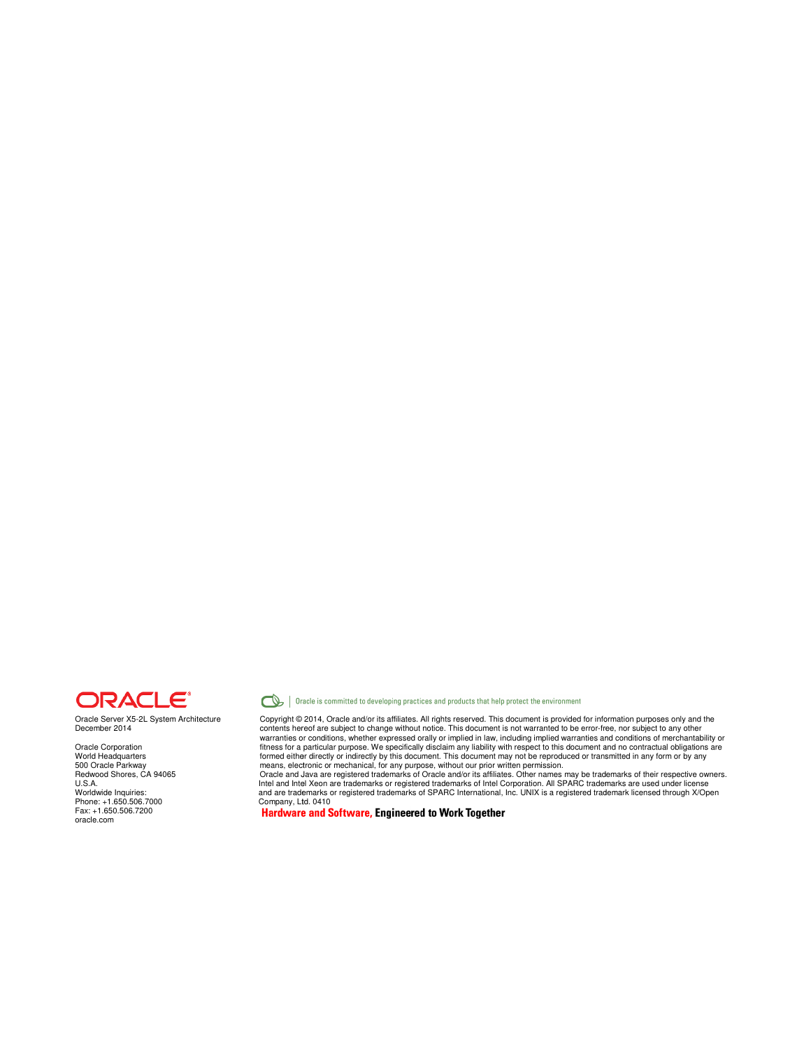ORACLE

Oracle is committed to developing practices and products that help protect the environment

Oracle Server X5-2L System Architecture
December 2014

Oracle Corporation
World Headquarters
500 Oracle Parkway
Redwood Shores, CA 94065
U.S.A.
Worldwide Inquiries:
Phone: +1.650.506.7000
Fax: +1.650.506.7200
oracle.com

Copyright © 2014, Oracle and/or its affiliates. All rights reserved. This document is provided for information purposes only and the contents hereof are subject to change without notice. This document is not warranted to be error-free, nor subject to any other warranties or conditions, whether expressed orally or implied in law, including implied warranties and conditions of merchantability or fitness for a particular purpose. We specifically disclaim any liability with respect to this document and no contractual obligations are formed either directly or indirectly by this document. This document may not be reproduced or transmitted in any form or by any means, electronic or mechanical, for any purpose, without our prior written permission.
Oracle and Java are registered trademarks of Oracle and/or its affiliates. Other names may be trademarks of their respective owners.
Intel and Intel Xeon are trademarks or registered trademarks of Intel Corporation. All SPARC trademarks are used under license and are trademarks or registered trademarks of SPARC International, Inc. UNIX is a registered trademark licensed through X/Open Company, Ltd. 0410

**Hardware and Software, Engineered to Work Together**